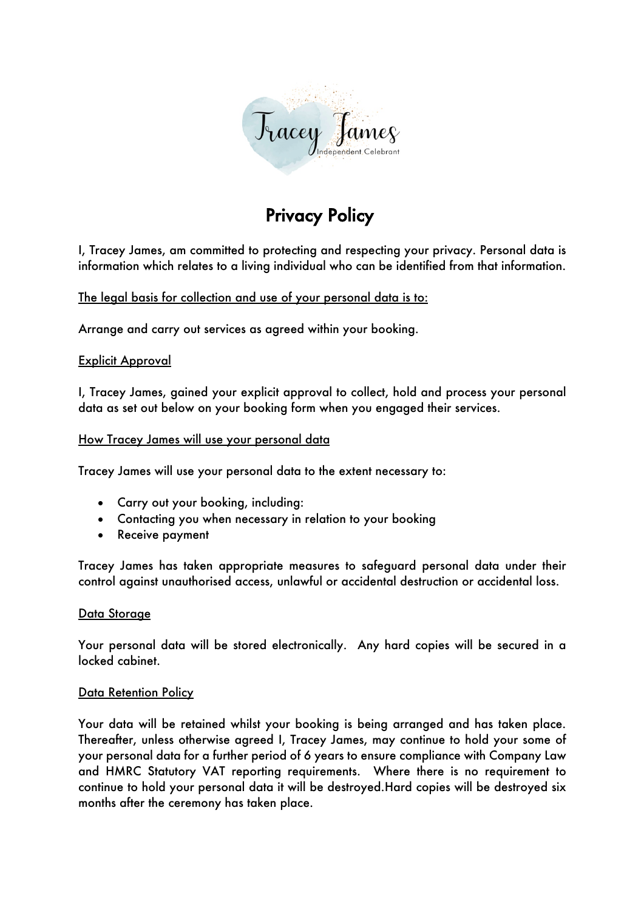# Privacy Policy

I, Tracey James, am committed to protecting and respecting your privacy. Personal data is information which relates to a living individual who can be identified from that information.

<u>The legal basis for collection and use of your personal data is to:</u>

Arrange and carry out services as agreed within your booking.

<u>Explicit Approval</u>

I, Tracey James, gained your explicit approval to collect, hold and process your personal data as set out below on your booking form when you engaged their services.

<u>How Tracey James will use your personal data</u>

Tracey James will use your personal data to the extent necessary to:

- Carry out your booking, including:
- Contacting you when necessary in relation to your booking
- Receive payment

Tracey James has taken appropriate measures to safeguard personal data under their control against unauthorised access, unlawful or accidental destruction or accidental loss.

<u>Data Storage</u>

Your personal data will be stored electronically.  Any hard copies will be secured in a locked cabinet.

<u>Data Retention Policy</u>

Your data will be retained whilst your booking is being arranged and has taken place. Thereafter, unless otherwise agreed I, Tracey James, may continue to hold your some of your personal data for a further period of 6 years to ensure compliance with Company Law and HMRC Statutory VAT reporting requirements.  Where there is no requirement to continue to hold your personal data it will be destroyed.Hard copies will be destroyed six months after the ceremony has taken place.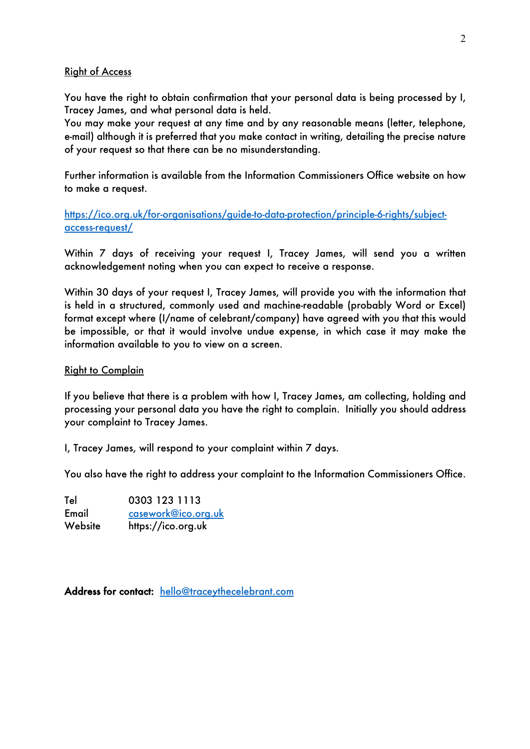<u>Right of Access</u>

You have the right to obtain confirmation that your personal data is being processed by I, Tracey James, and what personal data is held.
You may make your request at any time and by any reasonable means (letter, telephone, e-mail) although it is preferred that you make contact in writing, detailing the precise nature of your request so that there can be no misunderstanding.

Further information is available from the Information Commissioners Office website on how to make a request.

[https://ico.org.uk/for-organisations/guide-to-data-protection/principle-6-rights/subject-access-request/](https://ico.org.uk/for-organisations/guide-to-data-protection/principle-6-rights/subject-access-request/)

Within 7 days of receiving your request I, Tracey James, will send you a written acknowledgement noting when you can expect to receive a response.

Within 30 days of your request I, Tracey James, will provide you with the information that is held in a structured, commonly used and machine-readable (probably Word or Excel) format except where (I/name of celebrant/company) have agreed with you that this would be impossible, or that it would involve undue expense, in which case it may make the information available to you to view on a screen.

<u>Right to Complain</u>

If you believe that there is a problem with how I, Tracey James, am collecting, holding and processing your personal data you have the right to complain. Initially you should address your complaint to Tracey James.

I, Tracey James, will respond to your complaint within 7 days.

You also have the right to address your complaint to the Information Commissioners Office.

| | |
|---|---|
| Tel | 0303 123 1113 |
| Email | [casework@ico.org.uk](mailto:casework@ico.org.uk) |
| Website | https://ico.org.uk |

**Address for contact:** [hello@traceythecelebrant.com](mailto:hello@traceythecelebrant.com)